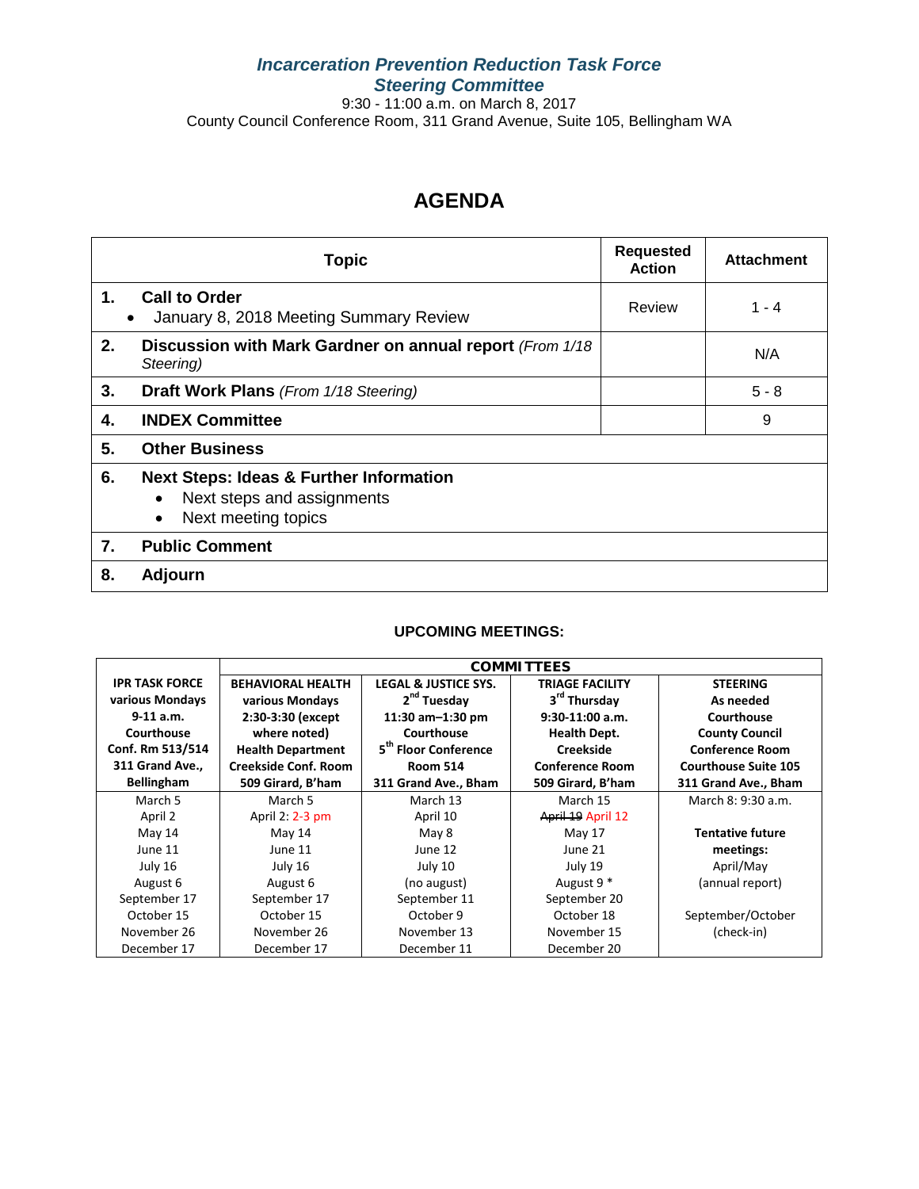***Incarceration Prevention Reduction Task Force***
***Steering Committee***

9:30 - 11:00 a.m. on March 8, 2017
County Council Conference Room, 311 Grand Avenue, Suite 105, Bellingham WA

# AGENDA

| Topic | Requested Action | Attachment |
|---|---|---|
| **1. Call to Order**<br>• January 8, 2018 Meeting Summary Review | Review | 1 - 4 |
| **2. Discussion with Mark Gardner on annual report** *(From 1/18 Steering)* | | N/A |
| **3. Draft Work Plans** *(From 1/18 Steering)* | | 5 - 8 |
| **4. INDEX Committee** | | 9 |
| **5. Other Business** | | |
| **6. Next Steps: Ideas & Further Information**<br>• Next steps and assignments<br>• Next meeting topics | | |
| **7. Public Comment** | | |
| **8. Adjourn** | | |

### UPCOMING MEETINGS:

| | **COMMITTEES** | | | |
|---|---|---|---|---|
| **IPR TASK FORCE**<br>**various Mondays**<br>**9-11 a.m.**<br>**Courthouse**<br>**Conf. Rm 513/514**<br>**311 Grand Ave., Bellingham** | **BEHAVIORAL HEALTH**<br>**various Mondays**<br>**2:30-3:30 (except where noted)**<br>**Health Department**<br>**Creekside Conf. Room**<br>**509 Girard, B'ham** | **LEGAL & JUSTICE SYS.**<br>**2nd Tuesday**<br>**11:30 am–1:30 pm**<br>**Courthouse**<br>**5th Floor Conference Room 514**<br>**311 Grand Ave., Bham** | **TRIAGE FACILITY**<br>**3rd Thursday**<br>**9:30-11:00 a.m.**<br>**Health Dept.**<br>**Creekside**<br>**Conference Room**<br>**509 Girard, B'ham** | **STEERING**<br>**As needed**<br>**Courthouse**<br>**County Council**<br>**Conference Room**<br>**Courthouse Suite 105**<br>**311 Grand Ave., Bham** |
| March 5 | March 5 | March 13 | March 15 | March 8: 9:30 a.m. |
| April 2 | April 2: 2-3 pm | April 10 | ~~April 19~~ April 12 | |
| May 14 | May 14 | May 8 | May 17 | **Tentative future meetings:** |
| June 11 | June 11 | June 12 | June 21 | April/May |
| July 16 | July 16 | July 10 | July 19 | (annual report) |
| August 6 | August 6 | (no august) | August 9 * | |
| September 17 | September 17 | September 11 | September 20 | September/October |
| October 15 | October 15 | October 9 | October 18 | (check-in) |
| November 26 | November 26 | November 13 | November 15 | |
| December 17 | December 17 | December 11 | December 20 | |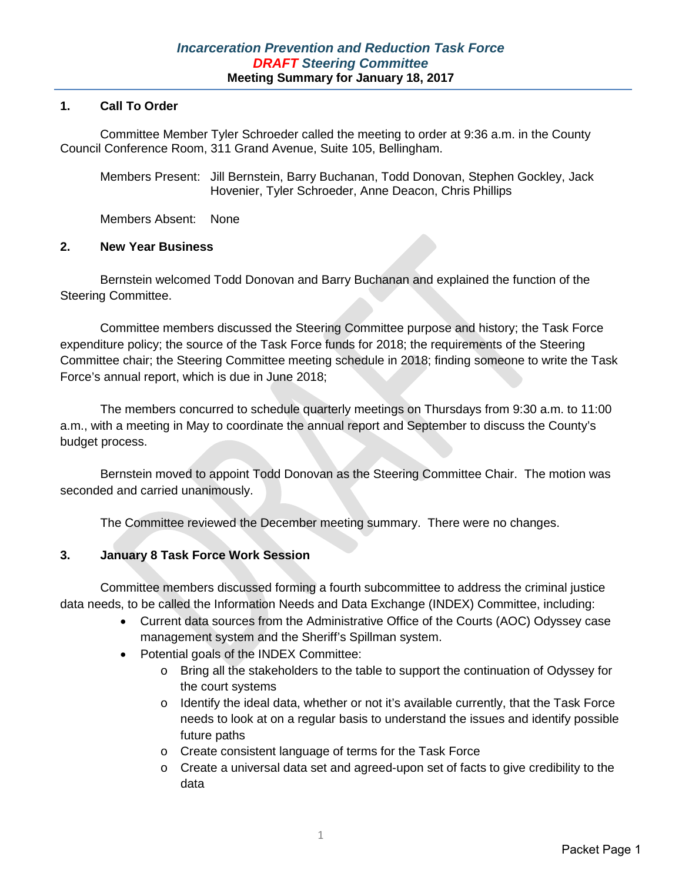### *Incarceration Prevention and Reduction Task Force*
### *DRAFT Steering Committee*
**Meeting Summary for January 18, 2017**

## 1. Call To Order

Committee Member Tyler Schroeder called the meeting to order at 9:36 a.m. in the County Council Conference Room, 311 Grand Avenue, Suite 105, Bellingham.

Members Present: Jill Bernstein, Barry Buchanan, Todd Donovan, Stephen Gockley, Jack Hovenier, Tyler Schroeder, Anne Deacon, Chris Phillips

Members Absent: None

## 2. New Year Business

Bernstein welcomed Todd Donovan and Barry Buchanan and explained the function of the Steering Committee.

Committee members discussed the Steering Committee purpose and history; the Task Force expenditure policy; the source of the Task Force funds for 2018; the requirements of the Steering Committee chair; the Steering Committee meeting schedule in 2018; finding someone to write the Task Force's annual report, which is due in June 2018;

The members concurred to schedule quarterly meetings on Thursdays from 9:30 a.m. to 11:00 a.m., with a meeting in May to coordinate the annual report and September to discuss the County's budget process.

Bernstein moved to appoint Todd Donovan as the Steering Committee Chair. The motion was seconded and carried unanimously.

The Committee reviewed the December meeting summary. There were no changes.

## 3. January 8 Task Force Work Session

Committee members discussed forming a fourth subcommittee to address the criminal justice data needs, to be called the Information Needs and Data Exchange (INDEX) Committee, including:

- Current data sources from the Administrative Office of the Courts (AOC) Odyssey case management system and the Sheriff's Spillman system.
- Potential goals of the INDEX Committee:
  - Bring all the stakeholders to the table to support the continuation of Odyssey for the court systems
  - Identify the ideal data, whether or not it's available currently, that the Task Force needs to look at on a regular basis to understand the issues and identify possible future paths
  - Create consistent language of terms for the Task Force
  - Create a universal data set and agreed-upon set of facts to give credibility to the data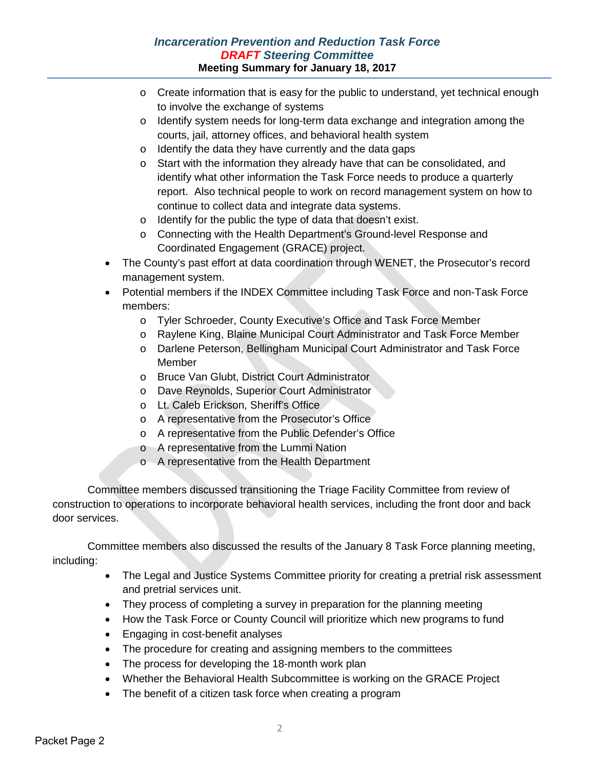- Create information that is easy for the public to understand, yet technical enough to involve the exchange of systems
  - Identify system needs for long-term data exchange and integration among the courts, jail, attorney offices, and behavioral health system
  - Identify the data they have currently and the data gaps
  - Start with the information they already have that can be consolidated, and identify what other information the Task Force needs to produce a quarterly report. Also technical people to work on record management system on how to continue to collect data and integrate data systems.
  - Identify for the public the type of data that doesn't exist.
  - Connecting with the Health Department's Ground-level Response and Coordinated Engagement (GRACE) project.
- The County's past effort at data coordination through WENET, the Prosecutor's record management system.
- Potential members if the INDEX Committee including Task Force and non-Task Force members:
  - Tyler Schroeder, County Executive's Office and Task Force Member
  - Raylene King, Blaine Municipal Court Administrator and Task Force Member
  - Darlene Peterson, Bellingham Municipal Court Administrator and Task Force Member
  - Bruce Van Glubt, District Court Administrator
  - Dave Reynolds, Superior Court Administrator
  - Lt. Caleb Erickson, Sheriff's Office
  - A representative from the Prosecutor's Office
  - A representative from the Public Defender's Office
  - A representative from the Lummi Nation
  - A representative from the Health Department

Committee members discussed transitioning the Triage Facility Committee from review of construction to operations to incorporate behavioral health services, including the front door and back door services.

Committee members also discussed the results of the January 8 Task Force planning meeting, including:

- The Legal and Justice Systems Committee priority for creating a pretrial risk assessment and pretrial services unit.
- They process of completing a survey in preparation for the planning meeting
- How the Task Force or County Council will prioritize which new programs to fund
- Engaging in cost-benefit analyses
- The procedure for creating and assigning members to the committees
- The process for developing the 18-month work plan
- Whether the Behavioral Health Subcommittee is working on the GRACE Project
- The benefit of a citizen task force when creating a program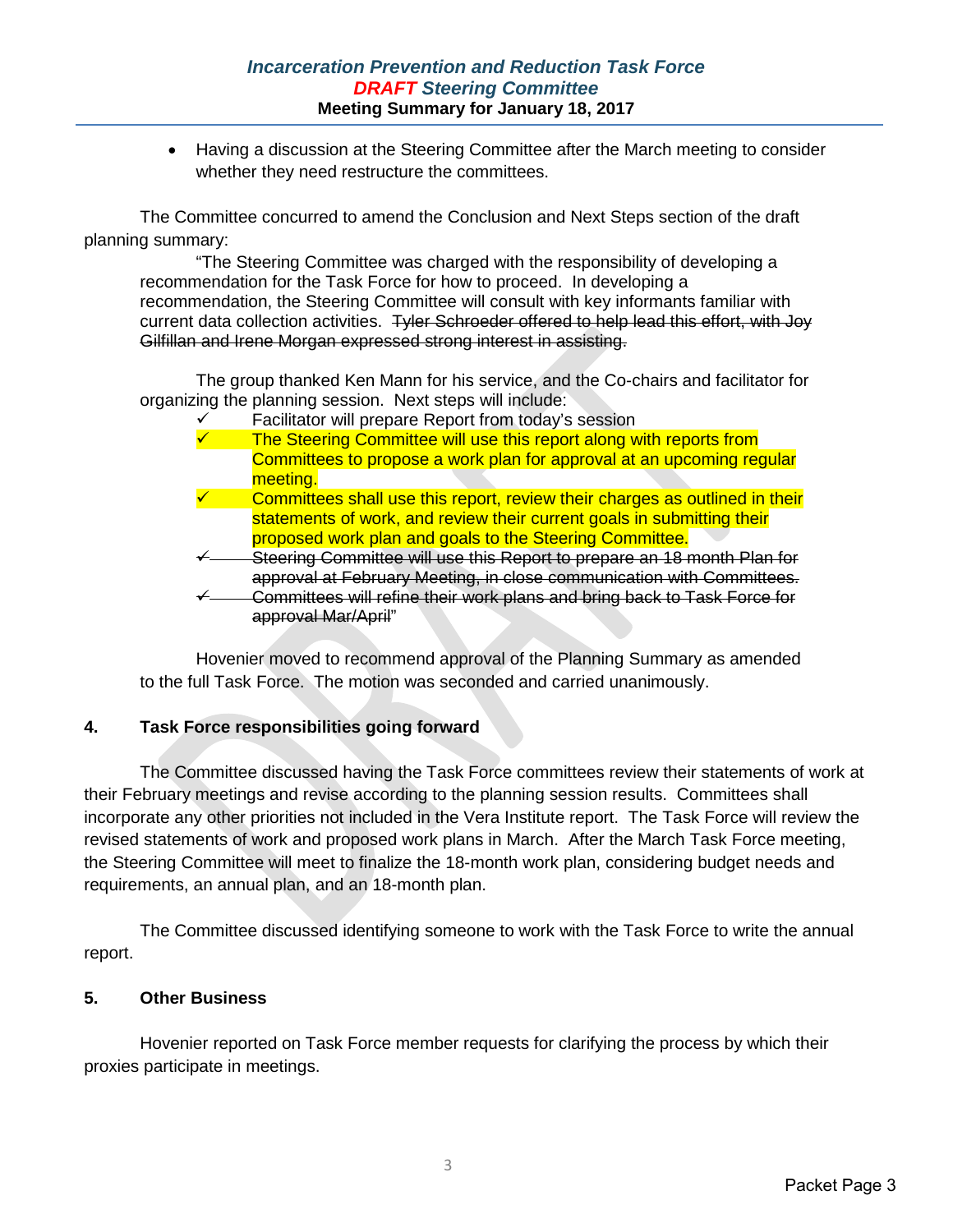- Having a discussion at the Steering Committee after the March meeting to consider whether they need restructure the committees.

The Committee concurred to amend the Conclusion and Next Steps section of the draft planning summary:

> "The Steering Committee was charged with the responsibility of developing a recommendation for the Task Force for how to proceed. In developing a recommendation, the Steering Committee will consult with key informants familiar with current data collection activities. ~~Tyler Schroeder offered to help lead this effort, with Joy Gilfillan and Irene Morgan expressed strong interest in assisting.~~
>
> The group thanked Ken Mann for his service, and the Co-chairs and facilitator for organizing the planning session. Next steps will include:
>
> - ✓ Facilitator will prepare Report from today's session
> - ✓ The Steering Committee will use this report along with reports from Committees to propose a work plan for approval at an upcoming regular meeting.
> - ✓ Committees shall use this report, review their charges as outlined in their statements of work, and review their current goals in submitting their proposed work plan and goals to the Steering Committee.
> - ~~✓ Steering Committee will use this Report to prepare an 18 month Plan for approval at February Meeting, in close communication with Committees.~~
> - ~~✓ Committees will refine their work plans and bring back to Task Force for approval Mar/April~~"

Hovenier moved to recommend approval of the Planning Summary as amended to the full Task Force. The motion was seconded and carried unanimously.

## 4. Task Force responsibilities going forward

The Committee discussed having the Task Force committees review their statements of work at their February meetings and revise according to the planning session results. Committees shall incorporate any other priorities not included in the Vera Institute report. The Task Force will review the revised statements of work and proposed work plans in March. After the March Task Force meeting, the Steering Committee will meet to finalize the 18-month work plan, considering budget needs and requirements, an annual plan, and an 18-month plan.

The Committee discussed identifying someone to work with the Task Force to write the annual report.

## 5. Other Business

Hovenier reported on Task Force member requests for clarifying the process by which their proxies participate in meetings.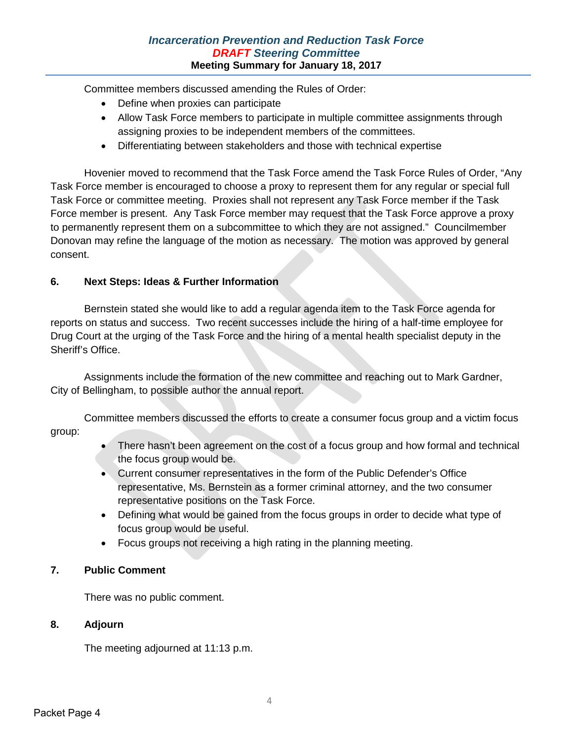Committee members discussed amending the Rules of Order:

- Define when proxies can participate
- Allow Task Force members to participate in multiple committee assignments through assigning proxies to be independent members of the committees.
- Differentiating between stakeholders and those with technical expertise

Hovenier moved to recommend that the Task Force amend the Task Force Rules of Order, “Any Task Force member is encouraged to choose a proxy to represent them for any regular or special full Task Force or committee meeting. Proxies shall not represent any Task Force member if the Task Force member is present. Any Task Force member may request that the Task Force approve a proxy to permanently represent them on a subcommittee to which they are not assigned.” Councilmember Donovan may refine the language of the motion as necessary. The motion was approved by general consent.

**6. Next Steps: Ideas & Further Information**

Bernstein stated she would like to add a regular agenda item to the Task Force agenda for reports on status and success. Two recent successes include the hiring of a half-time employee for Drug Court at the urging of the Task Force and the hiring of a mental health specialist deputy in the Sheriff’s Office.

Assignments include the formation of the new committee and reaching out to Mark Gardner, City of Bellingham, to possible author the annual report.

Committee members discussed the efforts to create a consumer focus group and a victim focus group:

- There hasn’t been agreement on the cost of a focus group and how formal and technical the focus group would be.
- Current consumer representatives in the form of the Public Defender’s Office representative, Ms. Bernstein as a former criminal attorney, and the two consumer representative positions on the Task Force.
- Defining what would be gained from the focus groups in order to decide what type of focus group would be useful.
- Focus groups not receiving a high rating in the planning meeting.

**7. Public Comment**

There was no public comment.

**8. Adjourn**

The meeting adjourned at 11:13 p.m.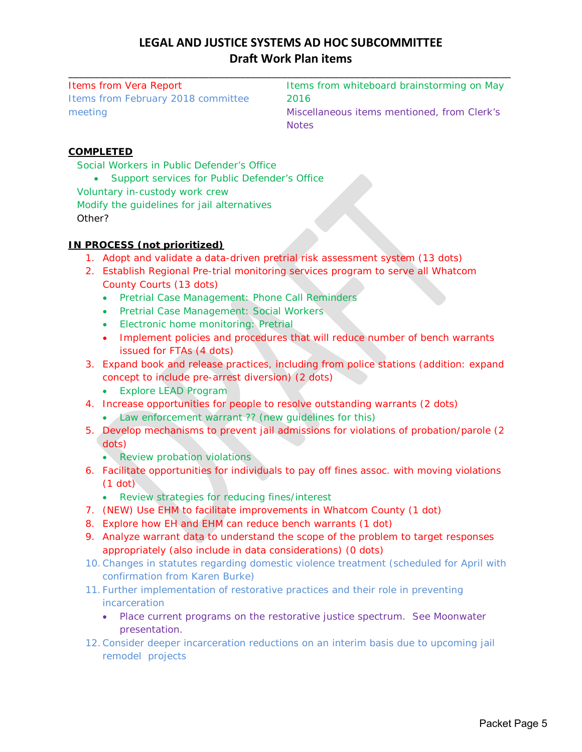# LEGAL AND JUSTICE SYSTEMS AD HOC SUBCOMMITTEE
## Draft Work Plan items

Items from Vera Report
Items from February 2018 committee meeting
Items from whiteboard brainstorming on May 2016
Miscellaneous items mentioned, from Clerk's Notes

**COMPLETED**

Social Workers in Public Defender's Office

- Support services for Public Defender's Office

Voluntary in-custody work crew
Modify the guidelines for jail alternatives
Other?

**IN PROCESS (not prioritized)**

1. Adopt and validate a data-driven pretrial risk assessment system (13 dots)
2. Establish Regional Pre-trial monitoring services program to serve all Whatcom County Courts (13 dots)
   - Pretrial Case Management: Phone Call Reminders
   - Pretrial Case Management: Social Workers
   - Electronic home monitoring: Pretrial
   - Implement policies and procedures that will reduce number of bench warrants issued for FTAs (4 dots)
3. Expand book and release practices, including from police stations (addition: expand concept to include pre-arrest diversion) (2 dots)
   - Explore LEAD Program
4. Increase opportunities for people to resolve outstanding warrants (2 dots)
   - Law enforcement warrant ?? (new guidelines for this)
5. Develop mechanisms to prevent jail admissions for violations of probation/parole (2 dots)
   - Review probation violations
6. Facilitate opportunities for individuals to pay off fines assoc. with moving violations (1 dot)
   - Review strategies for reducing fines/interest
7. (NEW) Use EHM to facilitate improvements in Whatcom County (1 dot)
8. Explore how EH and EHM can reduce bench warrants (1 dot)
9. Analyze warrant data to understand the scope of the problem to target responses appropriately (also include in data considerations) (0 dots)
10. Changes in statutes regarding domestic violence treatment (scheduled for April with confirmation from Karen Burke)
11. Further implementation of restorative practices and their role in preventing incarceration
    - Place current programs on the restorative justice spectrum. See Moonwater presentation.
12. Consider deeper incarceration reductions on an interim basis due to upcoming jail remodel projects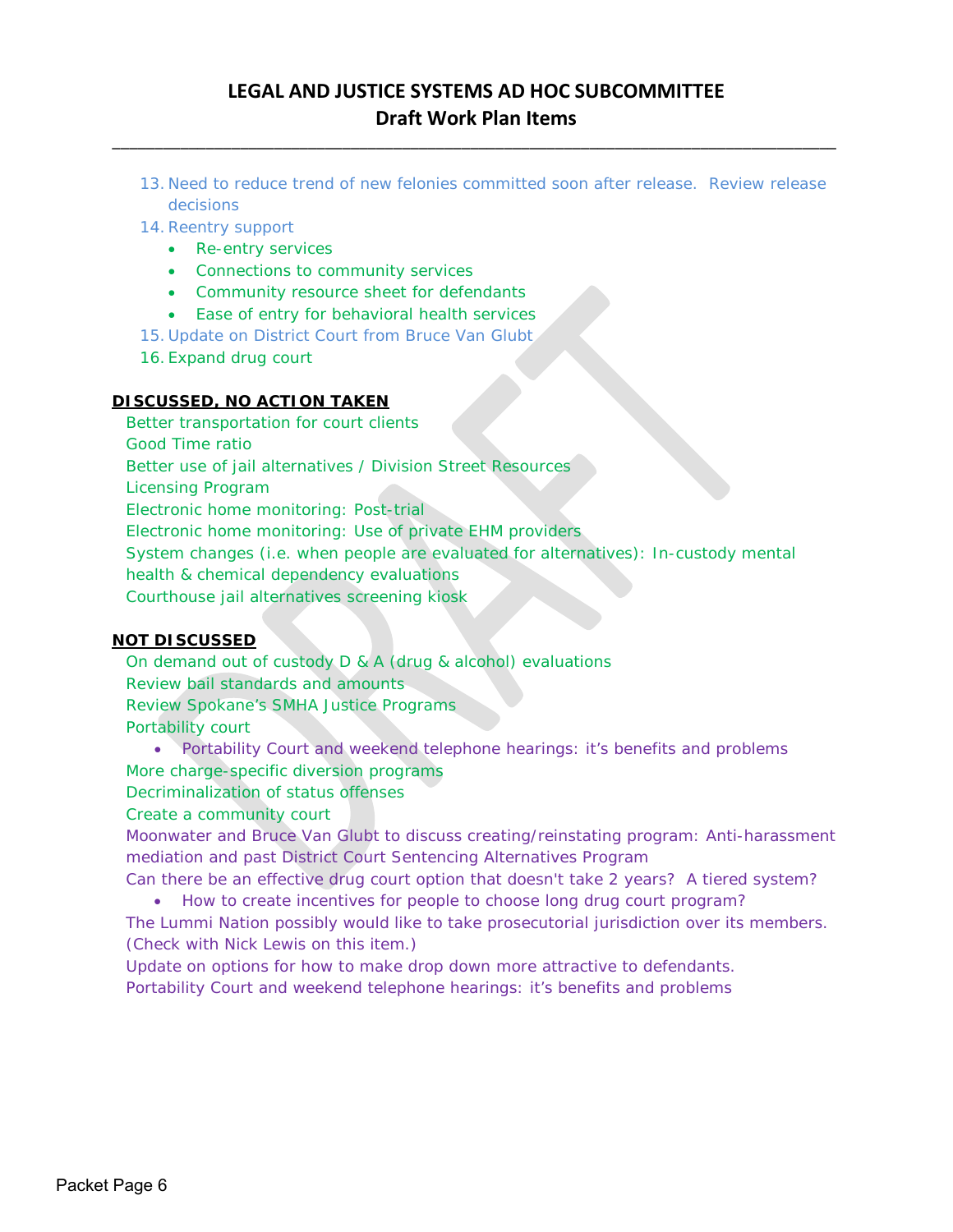# LEGAL AND JUSTICE SYSTEMS AD HOC SUBCOMMITTEE
## Draft Work Plan Items

13. Need to reduce trend of new felonies committed soon after release. Review release decisions
14. Reentry support
    - Re-entry services
    - Connections to community services
    - Community resource sheet for defendants
    - Ease of entry for behavioral health services
15. Update on District Court from Bruce Van Glubt
16. Expand drug court

**DISCUSSED, NO ACTION TAKEN**

Better transportation for court clients
Good Time ratio
Better use of jail alternatives / Division Street Resources
Licensing Program
Electronic home monitoring: Post-trial
Electronic home monitoring: Use of private EHM providers
System changes (i.e. when people are evaluated for alternatives): In-custody mental health & chemical dependency evaluations
Courthouse jail alternatives screening kiosk

**NOT DISCUSSED**

On demand out of custody D & A (drug & alcohol) evaluations
Review bail standards and amounts
Review Spokane's SMHA Justice Programs
Portability court

- Portability Court and weekend telephone hearings: it's benefits and problems

More charge-specific diversion programs
Decriminalization of status offenses
Create a community court
Moonwater and Bruce Van Glubt to discuss creating/reinstating program: Anti-harassment mediation and past District Court Sentencing Alternatives Program
Can there be an effective drug court option that doesn't take 2 years? A tiered system?

- How to create incentives for people to choose long drug court program?

The Lummi Nation possibly would like to take prosecutorial jurisdiction over its members. (Check with Nick Lewis on this item.)
Update on options for how to make drop down more attractive to defendants.
Portability Court and weekend telephone hearings: it's benefits and problems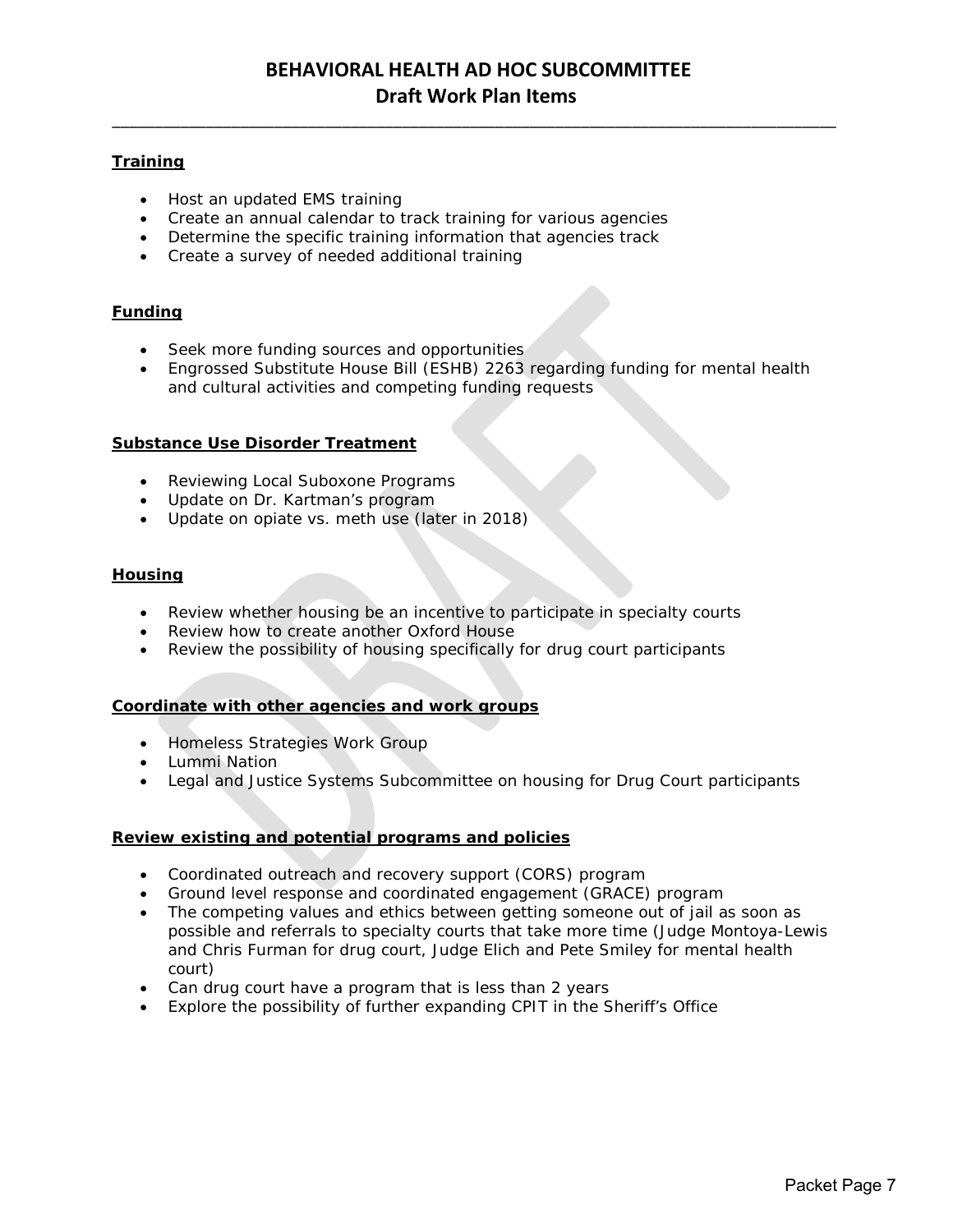# BEHAVIORAL HEALTH AD HOC SUBCOMMITTEE
## Draft Work Plan Items

### Training

- Host an updated EMS training
- Create an annual calendar to track training for various agencies
- Determine the specific training information that agencies track
- Create a survey of needed additional training

### Funding

- Seek more funding sources and opportunities
- Engrossed Substitute House Bill (ESHB) 2263 regarding funding for mental health and cultural activities and competing funding requests

### Substance Use Disorder Treatment

- Reviewing Local Suboxone Programs
- Update on Dr. Kartman's program
- Update on opiate vs. meth use (later in 2018)

### Housing

- Review whether housing be an incentive to participate in specialty courts
- Review how to create another Oxford House
- Review the possibility of housing specifically for drug court participants

### Coordinate with other agencies and work groups

- Homeless Strategies Work Group
- Lummi Nation
- Legal and Justice Systems Subcommittee on housing for Drug Court participants

### Review existing and potential programs and policies

- Coordinated outreach and recovery support (CORS) program
- Ground level response and coordinated engagement (GRACE) program
- The competing values and ethics between getting someone out of jail as soon as possible and referrals to specialty courts that take more time (Judge Montoya-Lewis and Chris Furman for drug court, Judge Elich and Pete Smiley for mental health court)
- Can drug court have a program that is less than 2 years
- Explore the possibility of further expanding CPIT in the Sheriff's Office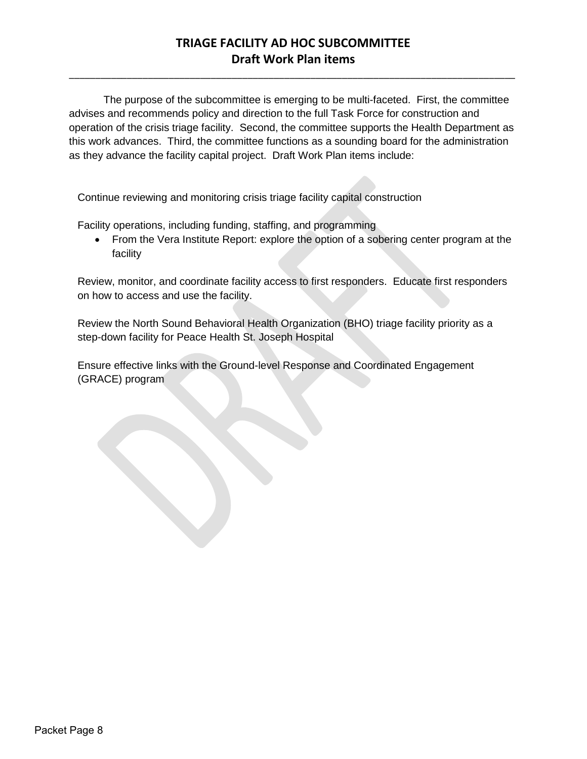# TRIAGE FACILITY AD HOC SUBCOMMITTEE
## Draft Work Plan items

The purpose of the subcommittee is emerging to be multi-faceted. First, the committee advises and recommends policy and direction to the full Task Force for construction and operation of the crisis triage facility. Second, the committee supports the Health Department as this work advances. Third, the committee functions as a sounding board for the administration as they advance the facility capital project. Draft Work Plan items include:

Continue reviewing and monitoring crisis triage facility capital construction

Facility operations, including funding, staffing, and programming

- From the Vera Institute Report: explore the option of a sobering center program at the facility

Review, monitor, and coordinate facility access to first responders. Educate first responders on how to access and use the facility.

Review the North Sound Behavioral Health Organization (BHO) triage facility priority as a step-down facility for Peace Health St. Joseph Hospital

Ensure effective links with the Ground-level Response and Coordinated Engagement (GRACE) program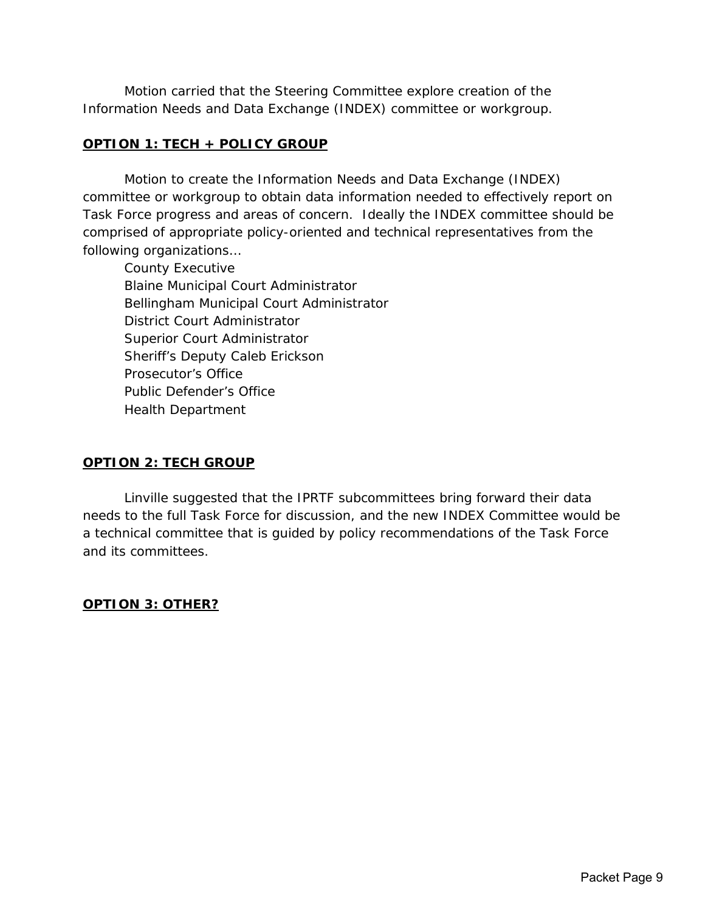Motion carried that the Steering Committee explore creation of the Information Needs and Data Exchange (INDEX) committee or workgroup.

**OPTION 1: TECH + POLICY GROUP**

Motion to create the Information Needs and Data Exchange (INDEX) committee or workgroup to obtain data information needed to effectively report on Task Force progress and areas of concern. Ideally the INDEX committee should be comprised of appropriate policy-oriented and technical representatives from the following organizations…

- County Executive
- Blaine Municipal Court Administrator
- Bellingham Municipal Court Administrator
- District Court Administrator
- Superior Court Administrator
- Sheriff's Deputy Caleb Erickson
- Prosecutor's Office
- Public Defender's Office
- Health Department

**OPTION 2: TECH GROUP**

Linville suggested that the IPRTF subcommittees bring forward their data needs to the full Task Force for discussion, and the new INDEX Committee would be a technical committee that is guided by policy recommendations of the Task Force and its committees.

**OPTION 3: OTHER?**